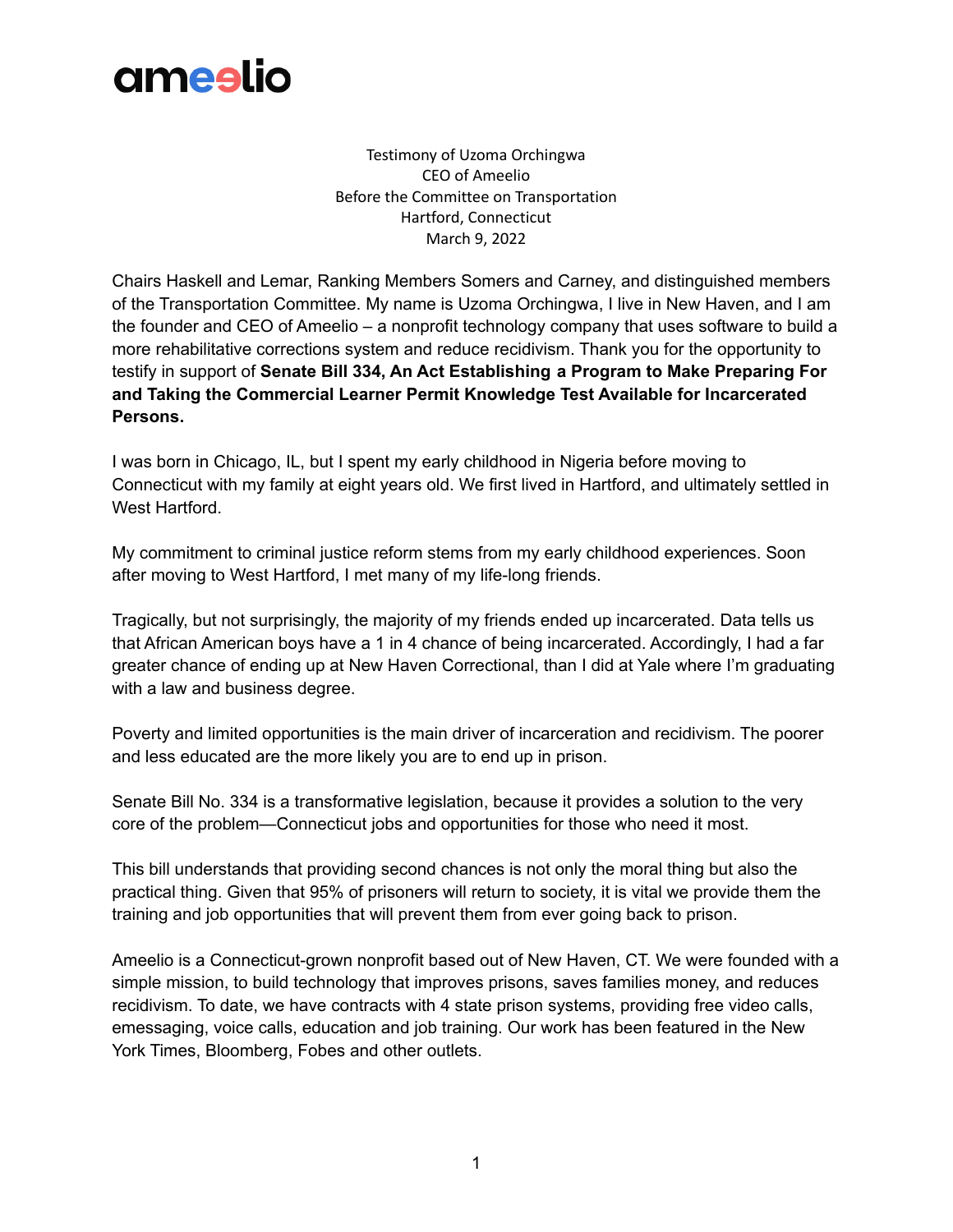ameelio

Testimony of Uzoma Orchingwa
CEO of Ameelio
Before the Committee on Transportation
Hartford, Connecticut
March 9, 2022

Chairs Haskell and Lemar, Ranking Members Somers and Carney, and distinguished members of the Transportation Committee. My name is Uzoma Orchingwa, I live in New Haven, and I am the founder and CEO of Ameelio – a nonprofit technology company that uses software to build a more rehabilitative corrections system and reduce recidivism. Thank you for the opportunity to testify in support of **Senate Bill 334, An Act Establishing a Program to Make Preparing For and Taking the Commercial Learner Permit Knowledge Test Available for Incarcerated Persons.**

I was born in Chicago, IL, but I spent my early childhood in Nigeria before moving to Connecticut with my family at eight years old. We first lived in Hartford, and ultimately settled in West Hartford.

My commitment to criminal justice reform stems from my early childhood experiences. Soon after moving to West Hartford, I met many of my life-long friends.

Tragically, but not surprisingly, the majority of my friends ended up incarcerated. Data tells us that African American boys have a 1 in 4 chance of being incarcerated. Accordingly, I had a far greater chance of ending up at New Haven Correctional, than I did at Yale where I'm graduating with a law and business degree.

Poverty and limited opportunities is the main driver of incarceration and recidivism. The poorer and less educated are the more likely you are to end up in prison.

Senate Bill No. 334 is a transformative legislation, because it provides a solution to the very core of the problem—Connecticut jobs and opportunities for those who need it most.

This bill understands that providing second chances is not only the moral thing but also the practical thing. Given that 95% of prisoners will return to society, it is vital we provide them the training and job opportunities that will prevent them from ever going back to prison.

Ameelio is a Connecticut-grown nonprofit based out of New Haven, CT. We were founded with a simple mission, to build technology that improves prisons, saves families money, and reduces recidivism. To date, we have contracts with 4 state prison systems, providing free video calls, emessaging, voice calls, education and job training. Our work has been featured in the New York Times, Bloomberg, Fobes and other outlets.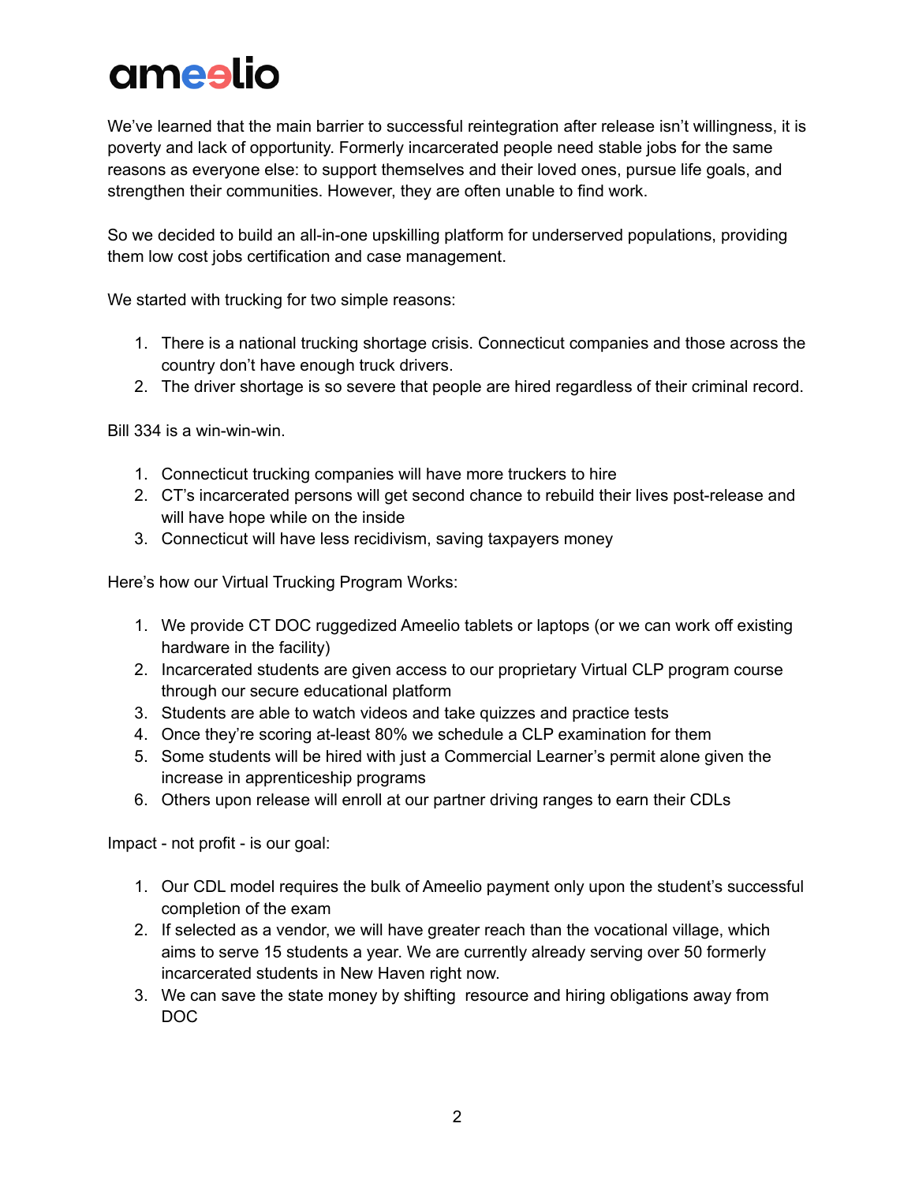# ameelio

We've learned that the main barrier to successful reintegration after release isn't willingness, it is poverty and lack of opportunity. Formerly incarcerated people need stable jobs for the same reasons as everyone else: to support themselves and their loved ones, pursue life goals, and strengthen their communities. However, they are often unable to find work.

So we decided to build an all-in-one upskilling platform for underserved populations, providing them low cost jobs certification and case management.

We started with trucking for two simple reasons:

1. There is a national trucking shortage crisis. Connecticut companies and those across the country don't have enough truck drivers.
2. The driver shortage is so severe that people are hired regardless of their criminal record.

Bill 334 is a win-win-win.

1. Connecticut trucking companies will have more truckers to hire
2. CT's incarcerated persons will get second chance to rebuild their lives post-release and will have hope while on the inside
3. Connecticut will have less recidivism, saving taxpayers money

Here's how our Virtual Trucking Program Works:

1. We provide CT DOC ruggedized Ameelio tablets or laptops (or we can work off existing hardware in the facility)
2. Incarcerated students are given access to our proprietary Virtual CLP program course through our secure educational platform
3. Students are able to watch videos and take quizzes and practice tests
4. Once they're scoring at-least 80% we schedule a CLP examination for them
5. Some students will be hired with just a Commercial Learner's permit alone given the increase in apprenticeship programs
6. Others upon release will enroll at our partner driving ranges to earn their CDLs

Impact - not profit - is our goal:

1. Our CDL model requires the bulk of Ameelio payment only upon the student's successful completion of the exam
2. If selected as a vendor, we will have greater reach than the vocational village, which aims to serve 15 students a year. We are currently already serving over 50 formerly incarcerated students in New Haven right now.
3. We can save the state money by shifting resource and hiring obligations away from DOC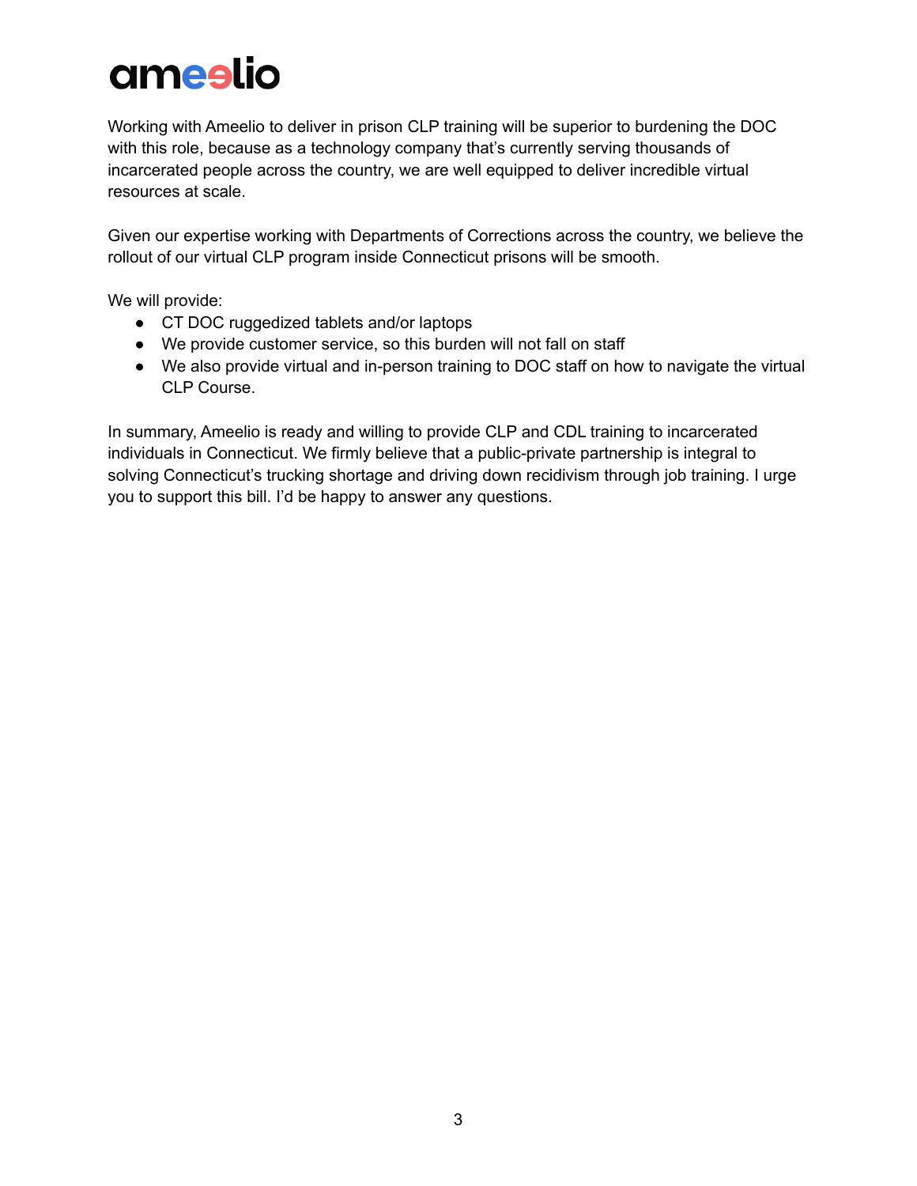Working with Ameelio to deliver in prison CLP training will be superior to burdening the DOC with this role, because as a technology company that's currently serving thousands of incarcerated people across the country, we are well equipped to deliver incredible virtual resources at scale.

Given our expertise working with Departments of Corrections across the country, we believe the rollout of our virtual CLP program inside Connecticut prisons will be smooth.

We will provide:

- CT DOC ruggedized tablets and/or laptops
- We provide customer service, so this burden will not fall on staff
- We also provide virtual and in-person training to DOC staff on how to navigate the virtual CLP Course.

In summary, Ameelio is ready and willing to provide CLP and CDL training to incarcerated individuals in Connecticut. We firmly believe that a public-private partnership is integral to solving Connecticut's trucking shortage and driving down recidivism through job training. I urge you to support this bill. I'd be happy to answer any questions.